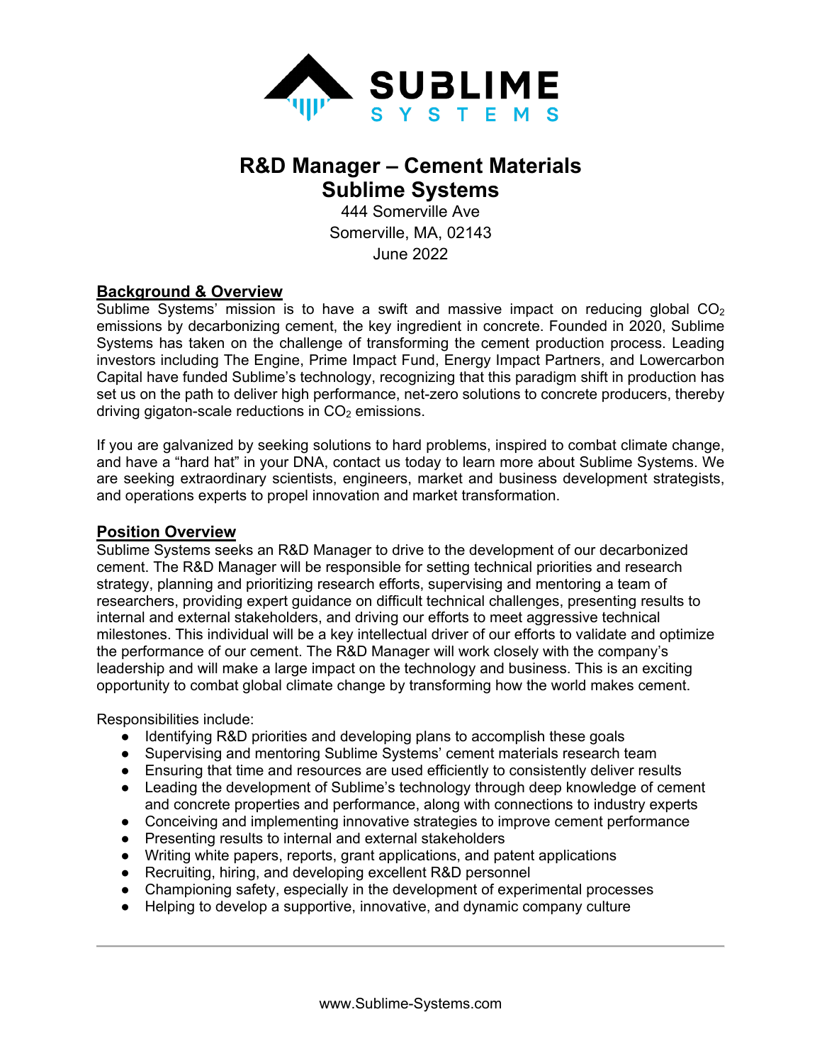# R&D Manager – Cement Materials
# Sublime Systems

444 Somerville Ave
Somerville, MA, 02143
June 2022

## Background & Overview

Sublime Systems' mission is to have a swift and massive impact on reducing global $CO_2$ emissions by decarbonizing cement, the key ingredient in concrete. Founded in 2020, Sublime Systems has taken on the challenge of transforming the cement production process. Leading investors including The Engine, Prime Impact Fund, Energy Impact Partners, and Lowercarbon Capital have funded Sublime's technology, recognizing that this paradigm shift in production has set us on the path to deliver high performance, net-zero solutions to concrete producers, thereby driving gigaton-scale reductions in $CO_2$ emissions.

If you are galvanized by seeking solutions to hard problems, inspired to combat climate change, and have a "hard hat" in your DNA, contact us today to learn more about Sublime Systems. We are seeking extraordinary scientists, engineers, market and business development strategists, and operations experts to propel innovation and market transformation.

## Position Overview

Sublime Systems seeks an R&D Manager to drive to the development of our decarbonized cement. The R&D Manager will be responsible for setting technical priorities and research strategy, planning and prioritizing research efforts, supervising and mentoring a team of researchers, providing expert guidance on difficult technical challenges, presenting results to internal and external stakeholders, and driving our efforts to meet aggressive technical milestones. This individual will be a key intellectual driver of our efforts to validate and optimize the performance of our cement. The R&D Manager will work closely with the company's leadership and will make a large impact on the technology and business. This is an exciting opportunity to combat global climate change by transforming how the world makes cement.

Responsibilities include:

- Identifying R&D priorities and developing plans to accomplish these goals
- Supervising and mentoring Sublime Systems' cement materials research team
- Ensuring that time and resources are used efficiently to consistently deliver results
- Leading the development of Sublime's technology through deep knowledge of cement and concrete properties and performance, along with connections to industry experts
- Conceiving and implementing innovative strategies to improve cement performance
- Presenting results to internal and external stakeholders
- Writing white papers, reports, grant applications, and patent applications
- Recruiting, hiring, and developing excellent R&D personnel
- Championing safety, especially in the development of experimental processes
- Helping to develop a supportive, innovative, and dynamic company culture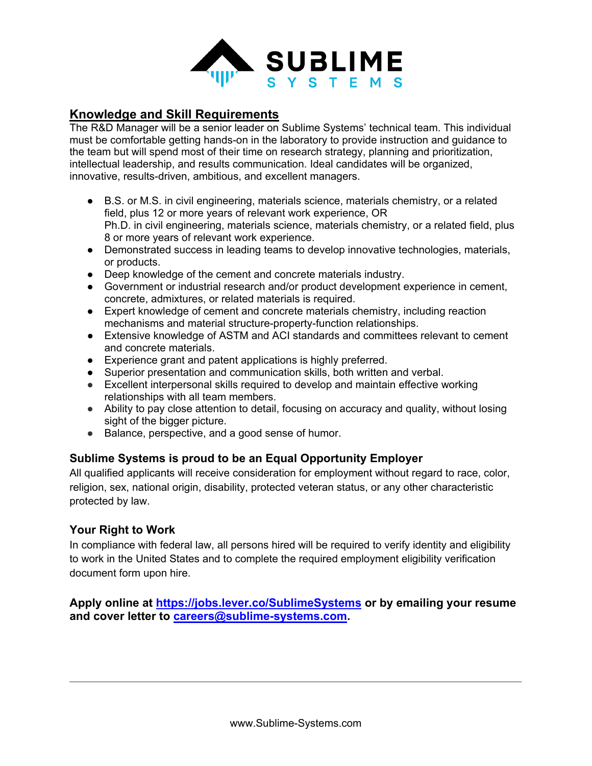## Knowledge and Skill Requirements

The R&D Manager will be a senior leader on Sublime Systems' technical team. This individual must be comfortable getting hands-on in the laboratory to provide instruction and guidance to the team but will spend most of their time on research strategy, planning and prioritization, intellectual leadership, and results communication. Ideal candidates will be organized, innovative, results-driven, ambitious, and excellent managers.

- B.S. or M.S. in civil engineering, materials science, materials chemistry, or a related field, plus 12 or more years of relevant work experience, OR
  Ph.D. in civil engineering, materials science, materials chemistry, or a related field, plus 8 or more years of relevant work experience.
- Demonstrated success in leading teams to develop innovative technologies, materials, or products.
- Deep knowledge of the cement and concrete materials industry.
- Government or industrial research and/or product development experience in cement, concrete, admixtures, or related materials is required.
- Expert knowledge of cement and concrete materials chemistry, including reaction mechanisms and material structure-property-function relationships.
- Extensive knowledge of ASTM and ACI standards and committees relevant to cement and concrete materials.
- Experience grant and patent applications is highly preferred.
- Superior presentation and communication skills, both written and verbal.
- Excellent interpersonal skills required to develop and maintain effective working relationships with all team members.
- Ability to pay close attention to detail, focusing on accuracy and quality, without losing sight of the bigger picture.
- Balance, perspective, and a good sense of humor.

### Sublime Systems is proud to be an Equal Opportunity Employer

All qualified applicants will receive consideration for employment without regard to race, color, religion, sex, national origin, disability, protected veteran status, or any other characteristic protected by law.

### Your Right to Work

In compliance with federal law, all persons hired will be required to verify identity and eligibility to work in the United States and to complete the required employment eligibility verification document form upon hire.

**Apply online at [https://jobs.lever.co/SublimeSystems](https://jobs.lever.co/SublimeSystems) or by emailing your resume and cover letter to [careers@sublime-systems.com](mailto:careers@sublime-systems.com).**